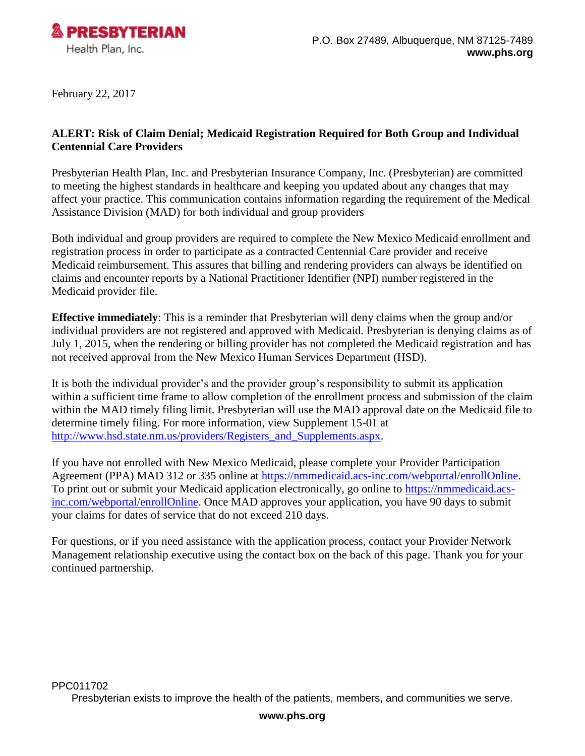**PRESBYTERIAN**
Health Plan, Inc.

P.O. Box 27489, Albuquerque, NM 87125-7489
**www.phs.org**

February 22, 2017

**ALERT: Risk of Claim Denial; Medicaid Registration Required for Both Group and Individual Centennial Care Providers**

Presbyterian Health Plan, Inc. and Presbyterian Insurance Company, Inc. (Presbyterian) are committed to meeting the highest standards in healthcare and keeping you updated about any changes that may affect your practice. This communication contains information regarding the requirement of the Medical Assistance Division (MAD) for both individual and group providers

Both individual and group providers are required to complete the New Mexico Medicaid enrollment and registration process in order to participate as a contracted Centennial Care provider and receive Medicaid reimbursement. This assures that billing and rendering providers can always be identified on claims and encounter reports by a National Practitioner Identifier (NPI) number registered in the Medicaid provider file.

**Effective immediately**: This is a reminder that Presbyterian will deny claims when the group and/or individual providers are not registered and approved with Medicaid. Presbyterian is denying claims as of July 1, 2015, when the rendering or billing provider has not completed the Medicaid registration and has not received approval from the New Mexico Human Services Department (HSD).

It is both the individual provider's and the provider group's responsibility to submit its application within a sufficient time frame to allow completion of the enrollment process and submission of the claim within the MAD timely filing limit. Presbyterian will use the MAD approval date on the Medicaid file to determine timely filing. For more information, view Supplement 15-01 at [http://www.hsd.state.nm.us/providers/Registers_and_Supplements.aspx](http://www.hsd.state.nm.us/providers/Registers_and_Supplements.aspx).

If you have not enrolled with New Mexico Medicaid, please complete your Provider Participation Agreement (PPA) MAD 312 or 335 online at [https://nmmedicaid.acs-inc.com/webportal/enrollOnline](https://nmmedicaid.acs-inc.com/webportal/enrollOnline). To print out or submit your Medicaid application electronically, go online to [https://nmmedicaid.acs-inc.com/webportal/enrollOnline](https://nmmedicaid.acs-inc.com/webportal/enrollOnline). Once MAD approves your application, you have 90 days to submit your claims for dates of service that do not exceed 210 days.

For questions, or if you need assistance with the application process, contact your Provider Network Management relationship executive using the contact box on the back of this page. Thank you for your continued partnership.

PPC011702

Presbyterian exists to improve the health of the patients, members, and communities we serve.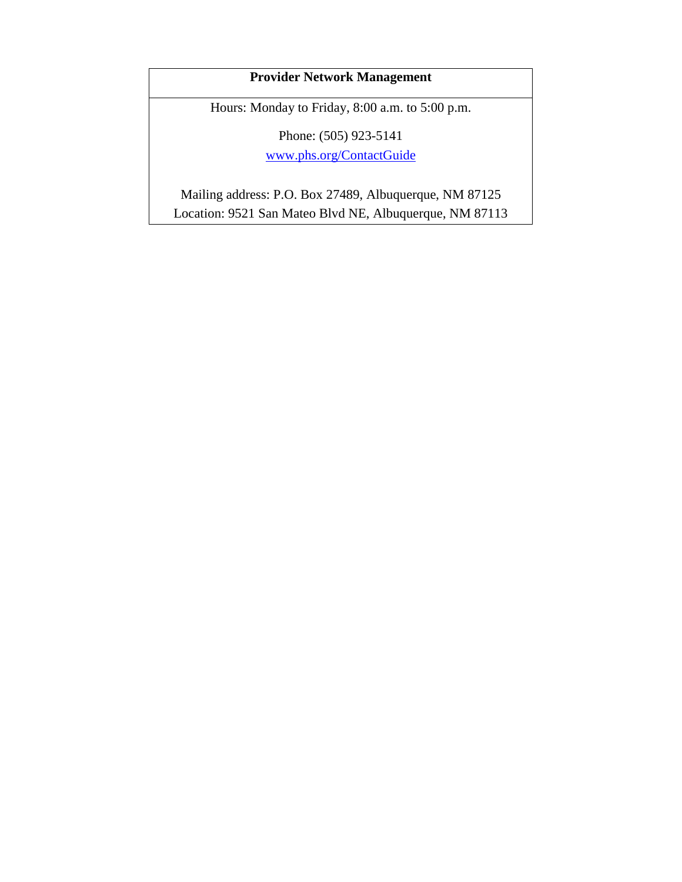| **Provider Network Management** |
| --- |
| Hours: Monday to Friday, 8:00 a.m. to 5:00 p.m.<br><br>Phone: (505) 923-5141<br>[www.phs.org/ContactGuide](http://www.phs.org/ContactGuide)<br><br>Mailing address: P.O. Box 27489, Albuquerque, NM 87125<br>Location: 9521 San Mateo Blvd NE, Albuquerque, NM 87113 |